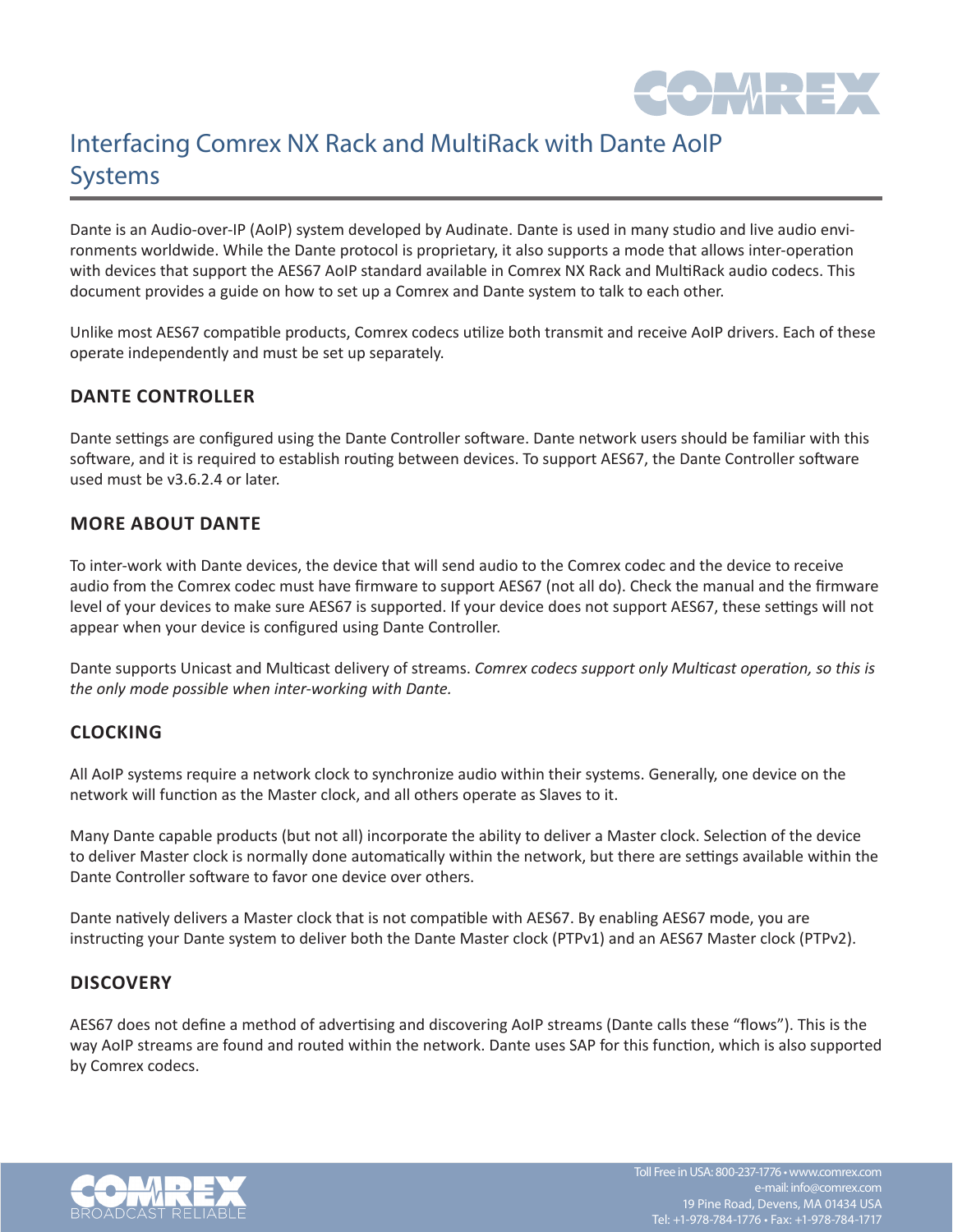# Interfacing Comrex NX Rack and MultiRack with Dante AoIP Systems

Dante is an Audio-over-IP (AoIP) system developed by Audinate. Dante is used in many studio and live audio environments worldwide. While the Dante protocol is proprietary, it also supports a mode that allows inter-operation with devices that support the AES67 AoIP standard available in Comrex NX Rack and MultiRack audio codecs. This document provides a guide on how to set up a Comrex and Dante system to talk to each other.

Unlike most AES67 compatible products, Comrex codecs utilize both transmit and receive AoIP drivers. Each of these operate independently and must be set up separately.

## DANTE CONTROLLER

Dante settings are configured using the Dante Controller software. Dante network users should be familiar with this software, and it is required to establish routing between devices. To support AES67, the Dante Controller software used must be v3.6.2.4 or later.

## MORE ABOUT DANTE

To inter-work with Dante devices, the device that will send audio to the Comrex codec and the device to receive audio from the Comrex codec must have firmware to support AES67 (not all do). Check the manual and the firmware level of your devices to make sure AES67 is supported. If your device does not support AES67, these settings will not appear when your device is configured using Dante Controller.

Dante supports Unicast and Multicast delivery of streams. *Comrex codecs support only Multicast operation, so this is the only mode possible when inter-working with Dante.*

## CLOCKING

All AoIP systems require a network clock to synchronize audio within their systems. Generally, one device on the network will function as the Master clock, and all others operate as Slaves to it.

Many Dante capable products (but not all) incorporate the ability to deliver a Master clock. Selection of the device to deliver Master clock is normally done automatically within the network, but there are settings available within the Dante Controller software to favor one device over others.

Dante natively delivers a Master clock that is not compatible with AES67. By enabling AES67 mode, you are instructing your Dante system to deliver both the Dante Master clock (PTPv1) and an AES67 Master clock (PTPv2).

## DISCOVERY

AES67 does not define a method of advertising and discovering AoIP streams (Dante calls these "flows"). This is the way AoIP streams are found and routed within the network. Dante uses SAP for this function, which is also supported by Comrex codecs.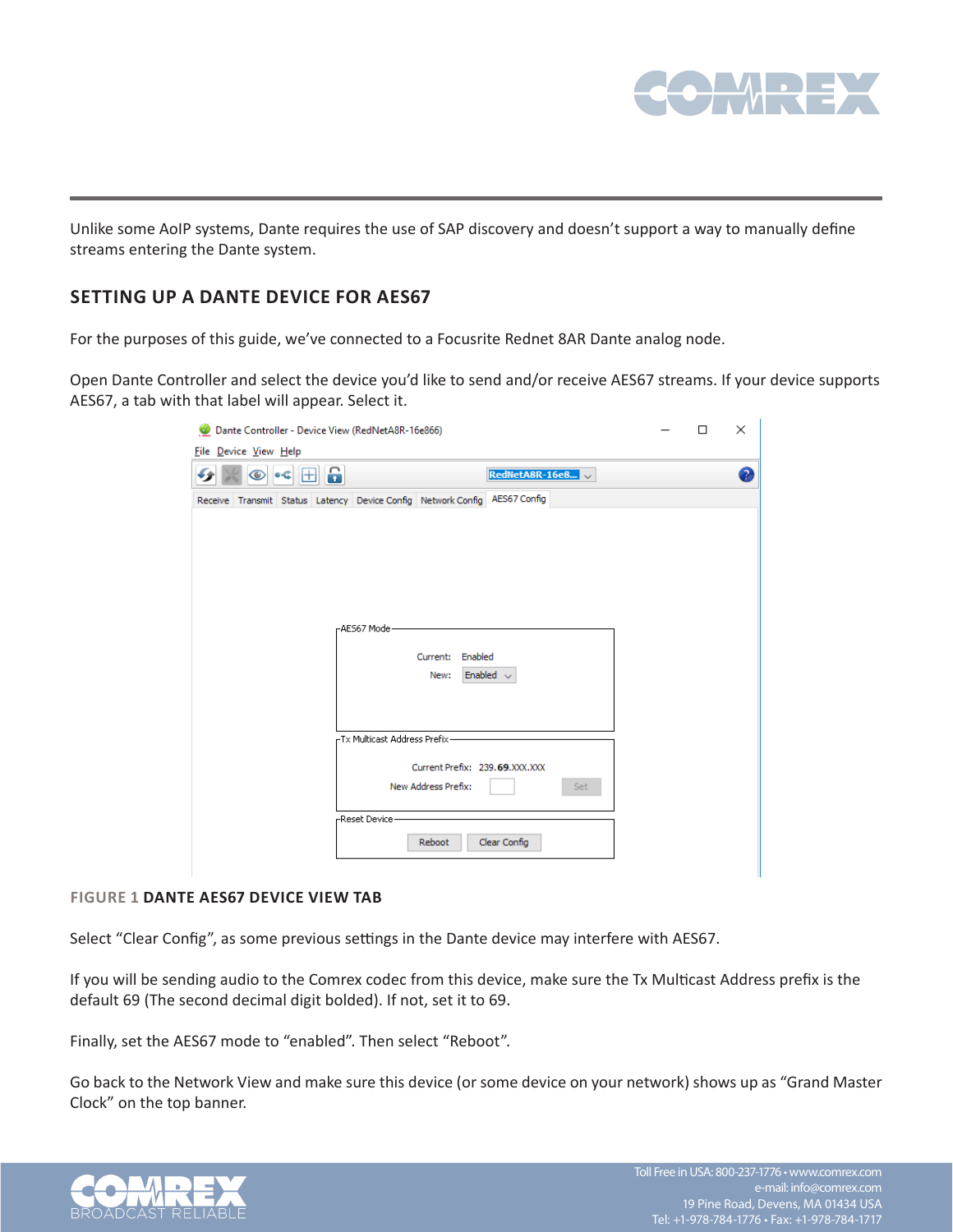Unlike some AoIP systems, Dante requires the use of SAP discovery and doesn't support a way to manually define streams entering the Dante system.

## SETTING UP A DANTE DEVICE FOR AES67

For the purposes of this guide, we've connected to a Focusrite Rednet 8AR Dante analog node.

Open Dante Controller and select the device you'd like to send and/or receive AES67 streams. If your device supports AES67, a tab with that label will appear. Select it.

**FIGURE 1 DANTE AES67 DEVICE VIEW TAB**

Select "Clear Config", as some previous settings in the Dante device may interfere with AES67.

If you will be sending audio to the Comrex codec from this device, make sure the Tx Multicast Address prefix is the default 69 (The second decimal digit bolded). If not, set it to 69.

Finally, set the AES67 mode to "enabled". Then select "Reboot".

Go back to the Network View and make sure this device (or some device on your network) shows up as "Grand Master Clock" on the top banner.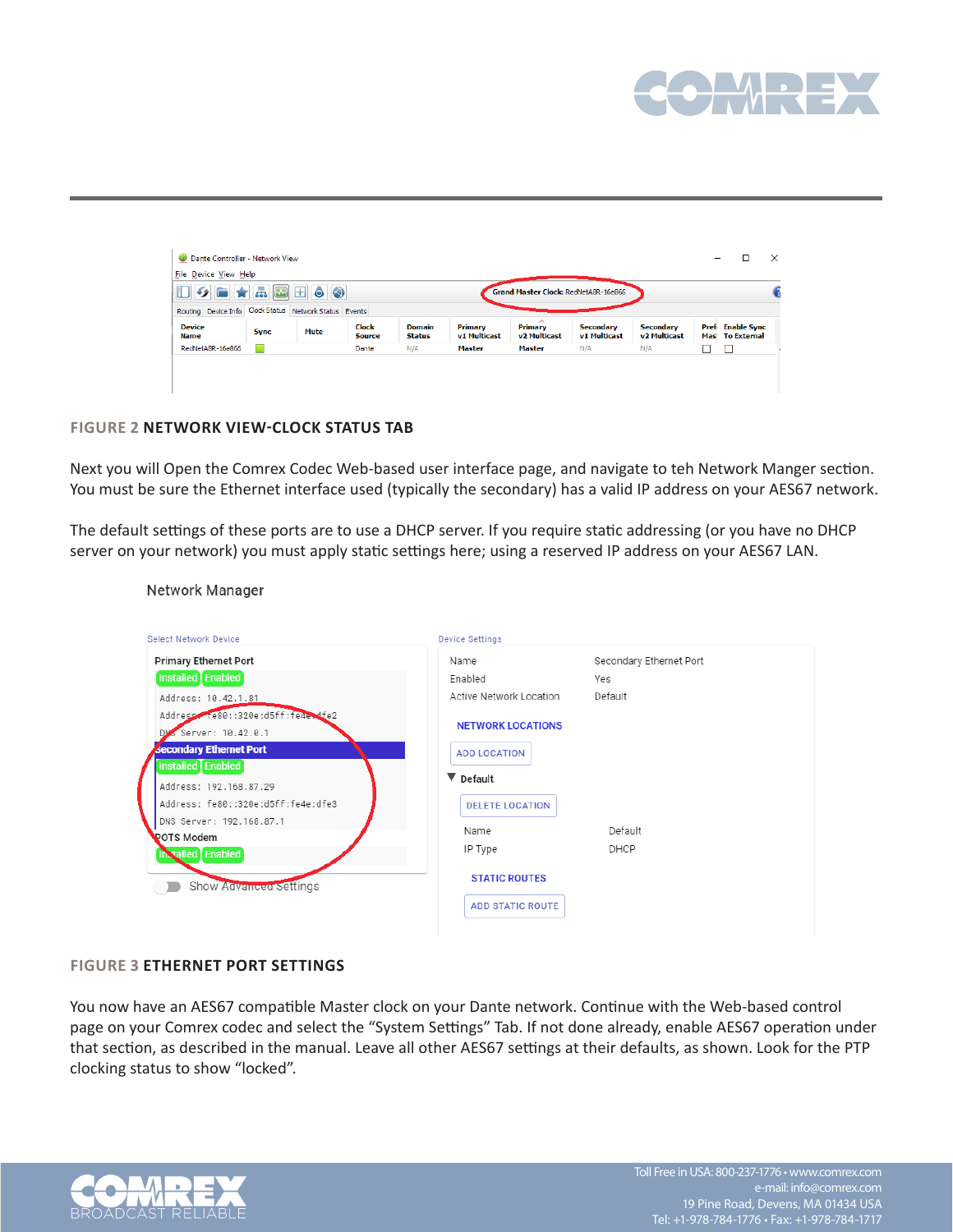**FIGURE 2 NETWORK VIEW-CLOCK STATUS TAB**

Next you will Open the Comrex Codec Web-based user interface page, and navigate to teh Network Manger section. You must be sure the Ethernet interface used (typically the secondary) has a valid IP address on your AES67 network.

The default settings of these ports are to use a DHCP server. If you require static addressing (or you have no DHCP server on your network) you must apply static settings here; using a reserved IP address on your AES67 LAN.

**FIGURE 3 ETHERNET PORT SETTINGS**

You now have an AES67 compatible Master clock on your Dante network. Continue with the Web-based control page on your Comrex codec and select the "System Settings" Tab. If not done already, enable AES67 operation under that section, as described in the manual. Leave all other AES67 settings at their defaults, as shown. Look for the PTP clocking status to show "locked".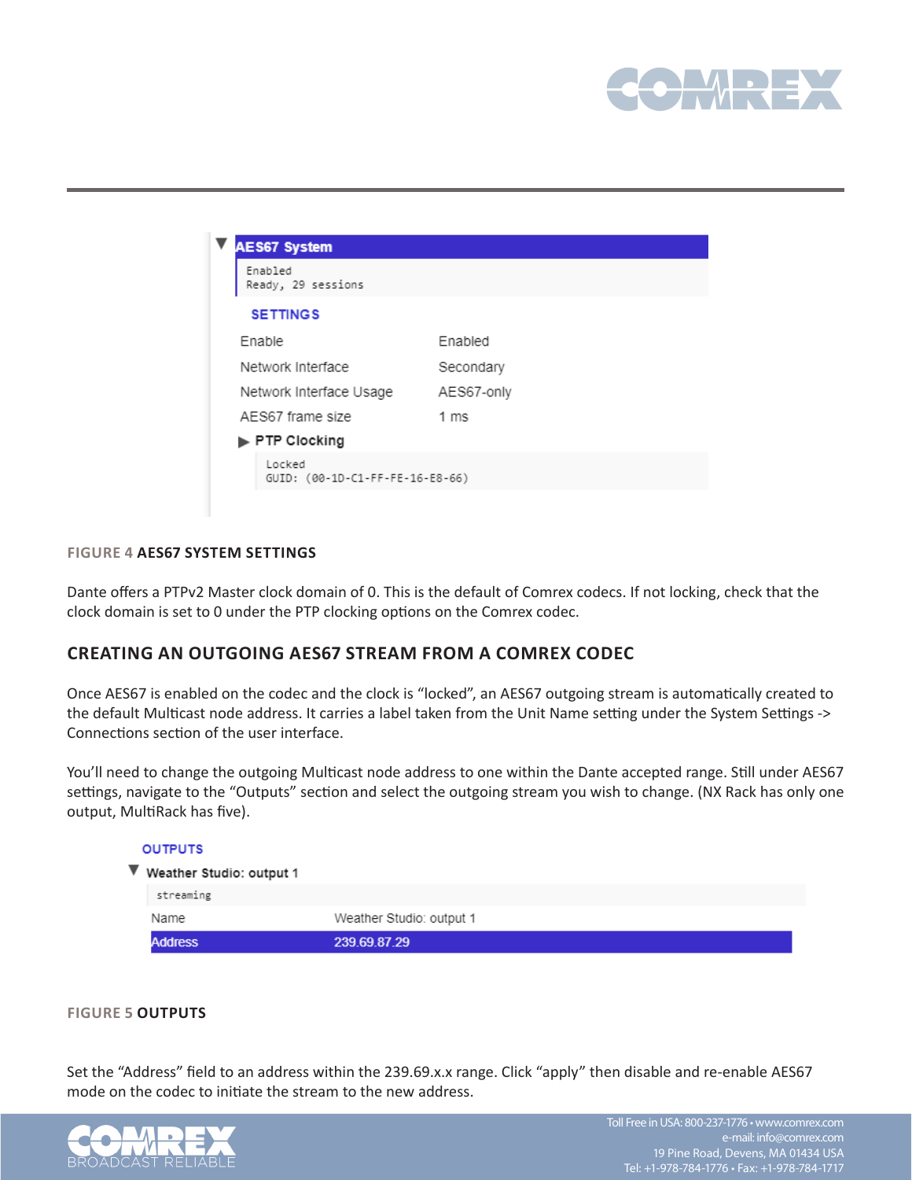**AES67 System**

```
Enabled
Ready, 29 sessions
```

**SETTINGS**

| | |
|---|---|
| Enable | Enabled |
| Network Interface | Secondary |
| Network Interface Usage | AES67-only |
| AES67 frame size | 1 ms |

**PTP Clocking**

```
Locked
GUID: (00-1D-C1-FF-FE-16-E8-66)
```

FIGURE 4 **AES67 SYSTEM SETTINGS**

Dante offers a PTPv2 Master clock domain of 0. This is the default of Comrex codecs. If not locking, check that the clock domain is set to 0 under the PTP clocking options on the Comrex codec.

## CREATING AN OUTGOING AES67 STREAM FROM A COMREX CODEC

Once AES67 is enabled on the codec and the clock is "locked", an AES67 outgoing stream is automatically created to the default Multicast node address. It carries a label taken from the Unit Name setting under the System Settings -> Connections section of the user interface.

You'll need to change the outgoing Multicast node address to one within the Dante accepted range. Still under AES67 settings, navigate to the "Outputs" section and select the outgoing stream you wish to change. (NX Rack has only one output, MultiRack has five).

**OUTPUTS**

**Weather Studio: output 1**

```
streaming
```

| | |
|---|---|
| Name | Weather Studio: output 1 |
| Address | 239.69.87.29 |

FIGURE 5 **OUTPUTS**

Set the "Address" field to an address within the 239.69.x.x range. Click "apply" then disable and re-enable AES67 mode on the codec to initiate the stream to the new address.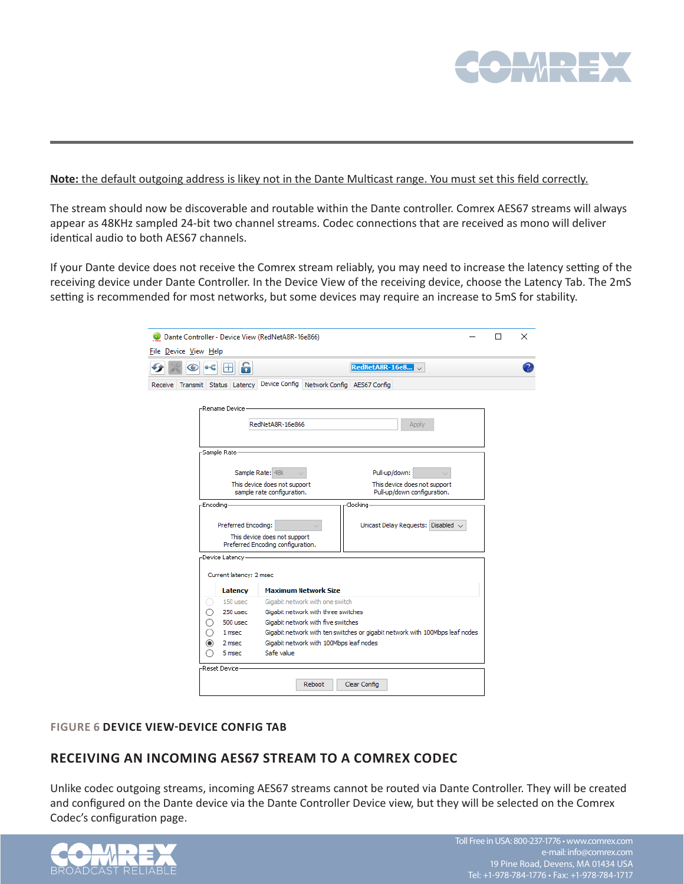**Note:** the default outgoing address is likey not in the Dante Multicast range. You must set this field correctly.

The stream should now be discoverable and routable within the Dante controller. Comrex AES67 streams will always appear as 48KHz sampled 24-bit two channel streams. Codec connections that are received as mono will deliver identical audio to both AES67 channels.

If your Dante device does not receive the Comrex stream reliably, you may need to increase the latency setting of the receiving device under Dante Controller. In the Device View of the receiving device, choose the Latency Tab. The 2mS setting is recommended for most networks, but some devices may require an increase to 5mS for stability.

FIGURE 6 **DEVICE VIEW-DEVICE CONFIG TAB**

## RECEIVING AN INCOMING AES67 STREAM TO A COMREX CODEC

Unlike codec outgoing streams, incoming AES67 streams cannot be routed via Dante Controller. They will be created and configured on the Dante device via the Dante Controller Device view, but they will be selected on the Comrex Codec's configuration page.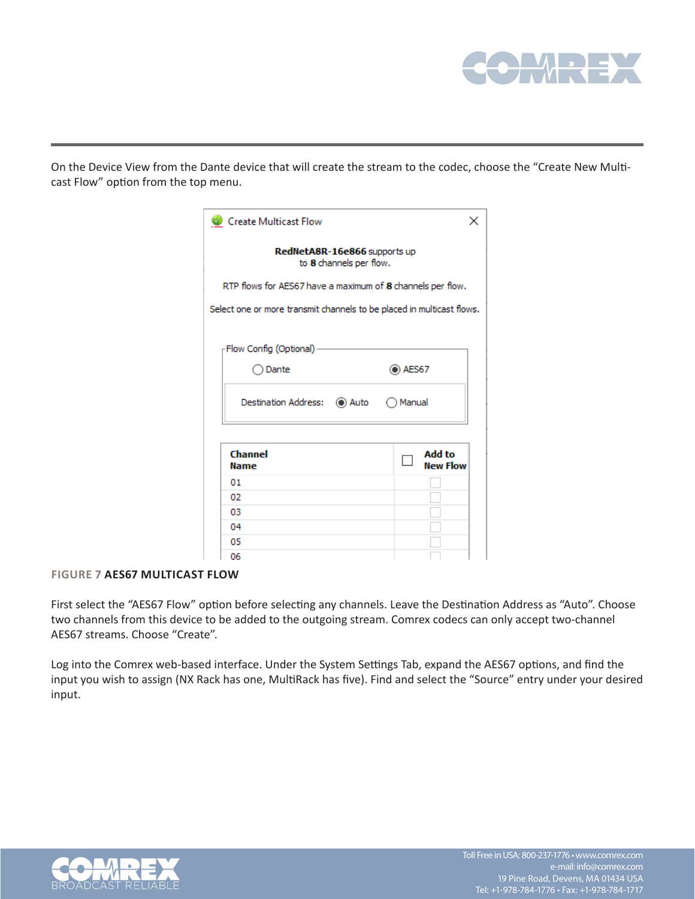On the Device View from the Dante device that will create the stream to the codec, choose the "Create New Multicast Flow" option from the top menu.

**FIGURE 7 AES67 MULTICAST FLOW**

First select the "AES67 Flow" option before selecting any channels. Leave the Destination Address as "Auto". Choose two channels from this device to be added to the outgoing stream. Comrex codecs can only accept two-channel AES67 streams. Choose "Create".

Log into the Comrex web-based interface. Under the System Settings Tab, expand the AES67 options, and find the input you wish to assign (NX Rack has one, MultiRack has five). Find and select the "Source" entry under your desired input.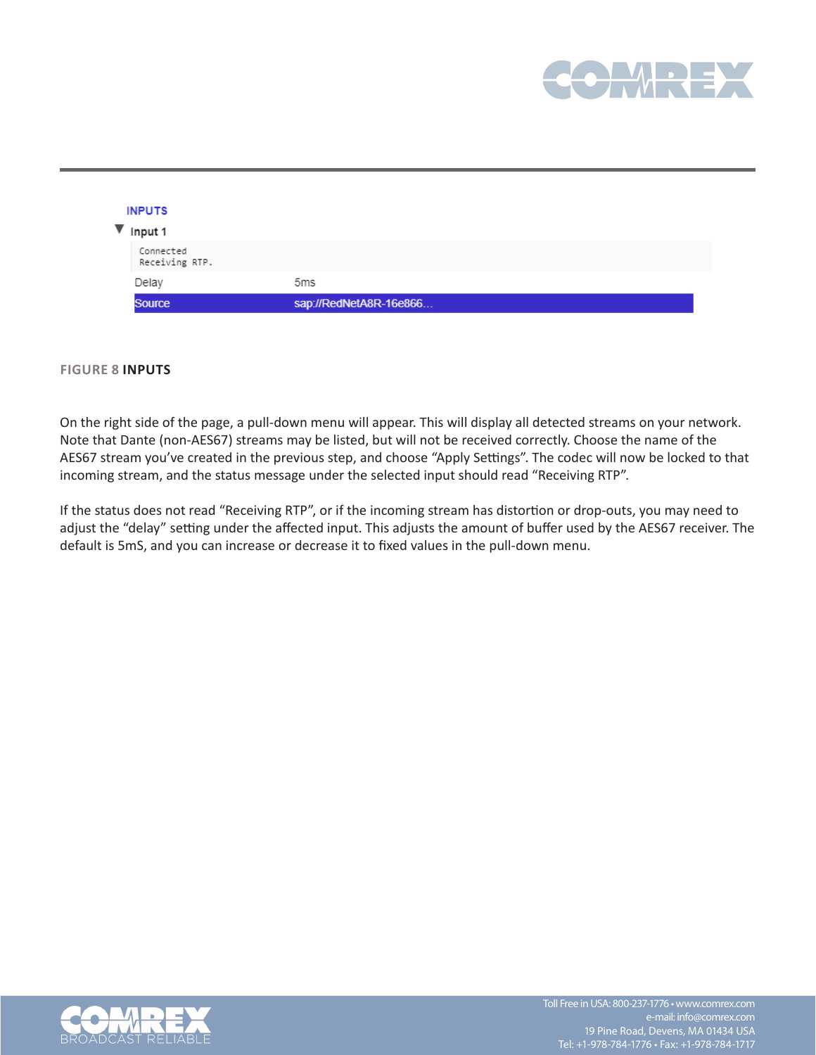INPUTS

▼ Input 1

```
Connected
Receiving RTP.
```

| | |
|---|---|
| Delay | 5ms |
| Source | sap://RedNetA8R-16e866... |

**FIGURE 8 INPUTS**

On the right side of the page, a pull-down menu will appear. This will display all detected streams on your network. Note that Dante (non-AES67) streams may be listed, but will not be received correctly. Choose the name of the AES67 stream you've created in the previous step, and choose "Apply Settings". The codec will now be locked to that incoming stream, and the status message under the selected input should read "Receiving RTP".

If the status does not read "Receiving RTP", or if the incoming stream has distortion or drop-outs, you may need to adjust the "delay" setting under the affected input. This adjusts the amount of buffer used by the AES67 receiver. The default is 5mS, and you can increase or decrease it to fixed values in the pull-down menu.